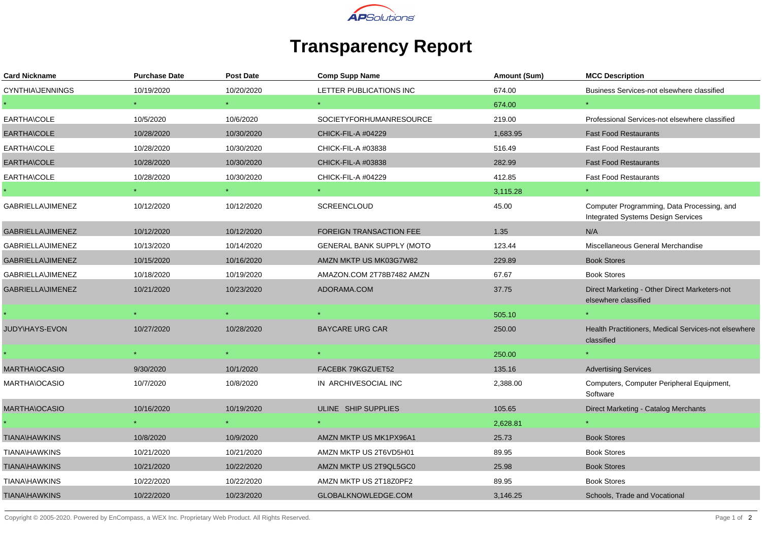APSolutions

# Transparency Report

| Card Nickname | Purchase Date | Post Date | Comp Supp Name | Amount (Sum) | MCC Description |
|---|---|---|---|---|---|
| CYNTHIA\JENNINGS | 10/19/2020 | 10/20/2020 | LETTER PUBLICATIONS INC | 674.00 | Business Services-not elsewhere classified |
| * | * | * | * | 674.00 | * |
| EARTHA\COLE | 10/5/2020 | 10/6/2020 | SOCIETYFORHUMANRESOURCE | 219.00 | Professional Services-not elsewhere classified |
| EARTHA\COLE | 10/28/2020 | 10/30/2020 | CHICK-FIL-A #04229 | 1,683.95 | Fast Food Restaurants |
| EARTHA\COLE | 10/28/2020 | 10/30/2020 | CHICK-FIL-A #03838 | 516.49 | Fast Food Restaurants |
| EARTHA\COLE | 10/28/2020 | 10/30/2020 | CHICK-FIL-A #03838 | 282.99 | Fast Food Restaurants |
| EARTHA\COLE | 10/28/2020 | 10/30/2020 | CHICK-FIL-A #04229 | 412.85 | Fast Food Restaurants |
| * | * | * | * | 3,115.28 | * |
| GABRIELLA\JIMENEZ | 10/12/2020 | 10/12/2020 | SCREENCLOUD | 45.00 | Computer Programming, Data Processing, and Integrated Systems Design Services |
| GABRIELLA\JIMENEZ | 10/12/2020 | 10/12/2020 | FOREIGN TRANSACTION FEE | 1.35 | N/A |
| GABRIELLA\JIMENEZ | 10/13/2020 | 10/14/2020 | GENERAL BANK SUPPLY (MOTO | 123.44 | Miscellaneous General Merchandise |
| GABRIELLA\JIMENEZ | 10/15/2020 | 10/16/2020 | AMZN MKTP US MK03G7W82 | 229.89 | Book Stores |
| GABRIELLA\JIMENEZ | 10/18/2020 | 10/19/2020 | AMAZON.COM 2T78B7482 AMZN | 67.67 | Book Stores |
| GABRIELLA\JIMENEZ | 10/21/2020 | 10/23/2020 | ADORAMA.COM | 37.75 | Direct Marketing - Other Direct Marketers-not elsewhere classified |
| * | * | * | * | 505.10 | * |
| JUDY\HAYS-EVON | 10/27/2020 | 10/28/2020 | BAYCARE URG CAR | 250.00 | Health Practitioners, Medical Services-not elsewhere classified |
| * | * | * | * | 250.00 | * |
| MARTHA\OCASIO | 9/30/2020 | 10/1/2020 | FACEBK 79KGZUET52 | 135.16 | Advertising Services |
| MARTHA\OCASIO | 10/7/2020 | 10/8/2020 | IN ARCHIVESOCIAL INC | 2,388.00 | Computers, Computer Peripheral Equipment, Software |
| MARTHA\OCASIO | 10/16/2020 | 10/19/2020 | ULINE SHIP SUPPLIES | 105.65 | Direct Marketing - Catalog Merchants |
| * | * | * | * | 2,628.81 | * |
| TIANA\HAWKINS | 10/8/2020 | 10/9/2020 | AMZN MKTP US MK1PX96A1 | 25.73 | Book Stores |
| TIANA\HAWKINS | 10/21/2020 | 10/21/2020 | AMZN MKTP US 2T6VD5H01 | 89.95 | Book Stores |
| TIANA\HAWKINS | 10/21/2020 | 10/22/2020 | AMZN MKTP US 2T9QL5GC0 | 25.98 | Book Stores |
| TIANA\HAWKINS | 10/22/2020 | 10/22/2020 | AMZN MKTP US 2T18Z0PF2 | 89.95 | Book Stores |
| TIANA\HAWKINS | 10/22/2020 | 10/23/2020 | GLOBALKNOWLEDGE.COM | 3,146.25 | Schools, Trade and Vocational |

Copyright © 2005-2020. Powered by EnCompass, a WEX Inc. Proprietary Web Product. All Rights Reserved.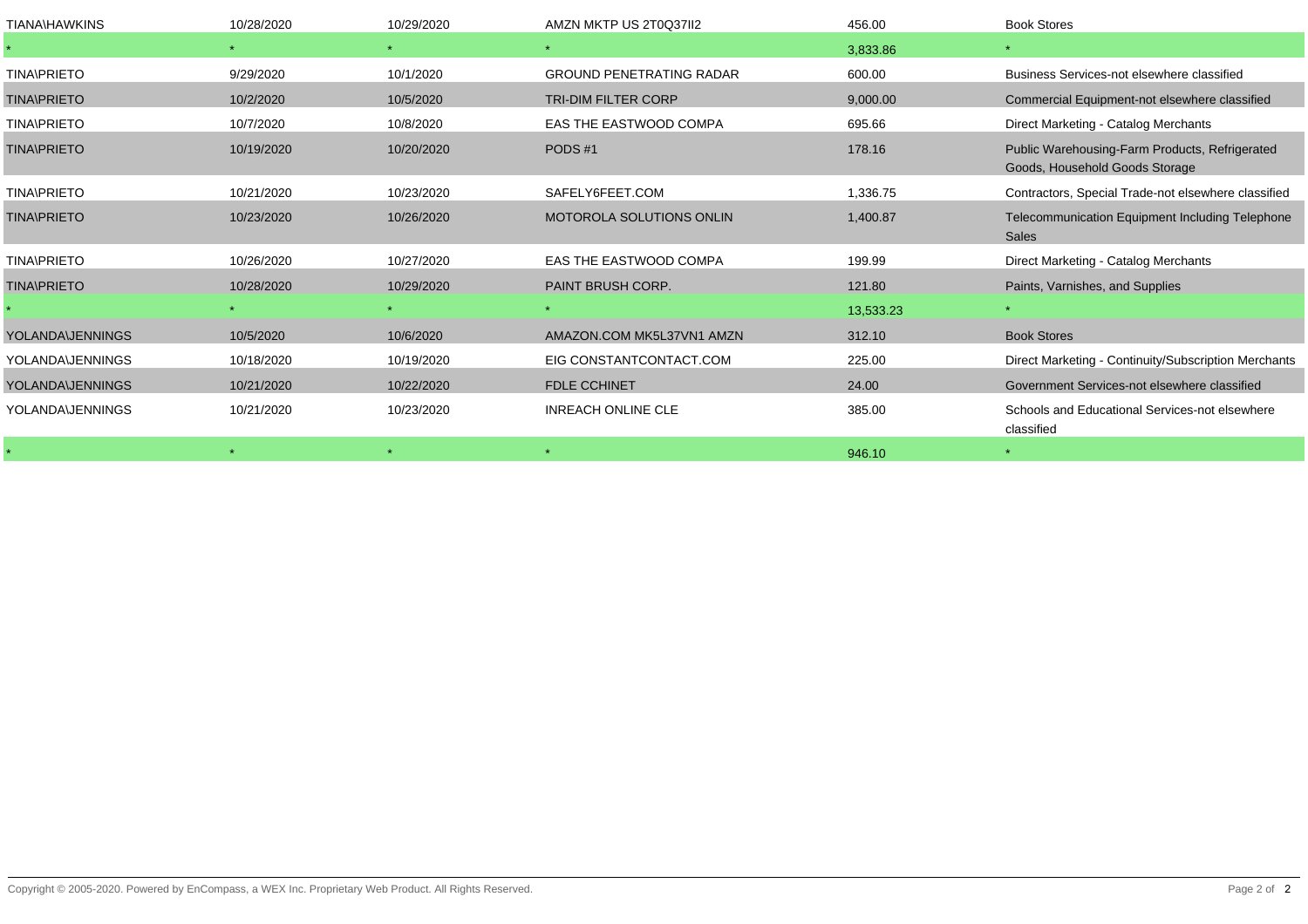| | | | | | |
|---|---|---|---|---|---|
| TIANA\HAWKINS | 10/28/2020 | 10/29/2020 | AMZN MKTP US 2T0Q37II2 | 456.00 | Book Stores |
| * | * | * | * | 3,833.86 | * |
| TINA\PRIETO | 9/29/2020 | 10/1/2020 | GROUND PENETRATING RADAR | 600.00 | Business Services-not elsewhere classified |
| TINA\PRIETO | 10/2/2020 | 10/5/2020 | TRI-DIM FILTER CORP | 9,000.00 | Commercial Equipment-not elsewhere classified |
| TINA\PRIETO | 10/7/2020 | 10/8/2020 | EAS THE EASTWOOD COMPA | 695.66 | Direct Marketing - Catalog Merchants |
| TINA\PRIETO | 10/19/2020 | 10/20/2020 | PODS #1 | 178.16 | Public Warehousing-Farm Products, Refrigerated Goods, Household Goods Storage |
| TINA\PRIETO | 10/21/2020 | 10/23/2020 | SAFELY6FEET.COM | 1,336.75 | Contractors, Special Trade-not elsewhere classified |
| TINA\PRIETO | 10/23/2020 | 10/26/2020 | MOTOROLA SOLUTIONS ONLIN | 1,400.87 | Telecommunication Equipment Including Telephone Sales |
| TINA\PRIETO | 10/26/2020 | 10/27/2020 | EAS THE EASTWOOD COMPA | 199.99 | Direct Marketing - Catalog Merchants |
| TINA\PRIETO | 10/28/2020 | 10/29/2020 | PAINT BRUSH CORP. | 121.80 | Paints, Varnishes, and Supplies |
| * | * | * | * | 13,533.23 | * |
| YOLANDA\JENNINGS | 10/5/2020 | 10/6/2020 | AMAZON.COM MK5L37VN1 AMZN | 312.10 | Book Stores |
| YOLANDA\JENNINGS | 10/18/2020 | 10/19/2020 | EIG CONSTANTCONTACT.COM | 225.00 | Direct Marketing - Continuity/Subscription Merchants |
| YOLANDA\JENNINGS | 10/21/2020 | 10/22/2020 | FDLE CCHINET | 24.00 | Government Services-not elsewhere classified |
| YOLANDA\JENNINGS | 10/21/2020 | 10/23/2020 | INREACH ONLINE CLE | 385.00 | Schools and Educational Services-not elsewhere classified |
| * | * | * | * | 946.10 | * |

Copyright © 2005-2020. Powered by EnCompass, a WEX Inc. Proprietary Web Product. All Rights Reserved.